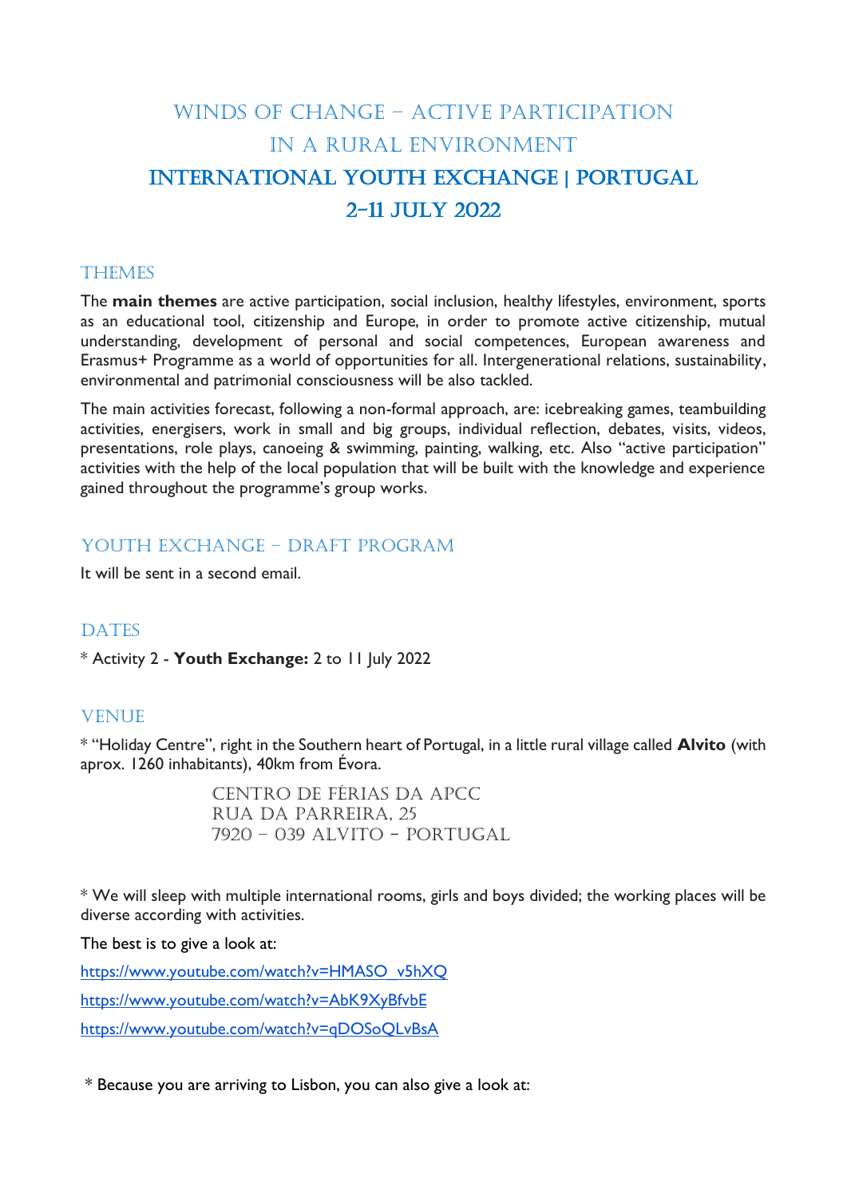# Winds of Change – Active Participation in a Rural Environment
# International Youth Exchange | Portugal
# 2–11 July 2022

## Themes

The **main themes** are active participation, social inclusion, healthy lifestyles, environment, sports as an educational tool, citizenship and Europe, in order to promote active citizenship, mutual understanding, development of personal and social competences, European awareness and Erasmus+ Programme as a world of opportunities for all. Intergenerational relations, sustainability, environmental and patrimonial consciousness will be also tackled.

The main activities forecast, following a non-formal approach, are: icebreaking games, teambuilding activities, energisers, work in small and big groups, individual reflection, debates, visits, videos, presentations, role plays, canoeing & swimming, painting, walking, etc. Also "active participation" activities with the help of the local population that will be built with the knowledge and experience gained throughout the programme's group works.

## Youth Exchange – Draft Program

It will be sent in a second email.

## Dates

* Activity 2 - **Youth Exchange:** 2 to 11 July 2022

## Venue

* "Holiday Centre", right in the Southern heart of Portugal, in a little rural village called **Alvito** (with aprox. 1260 inhabitants), 40km from Évora.

CENTRO DE FÉRIAS DA APCC
RUA DA PARREIRA, 25
7920 – 039 ALVITO – PORTUGAL

* We will sleep with multiple international rooms, girls and boys divided; the working places will be diverse according with activities.

The best is to give a look at:

https://www.youtube.com/watch?v=HMASO_v5hXQ

https://www.youtube.com/watch?v=AbK9XyBfvbE

https://www.youtube.com/watch?v=qDOSoQLvBsA

* Because you are arriving to Lisbon, you can also give a look at: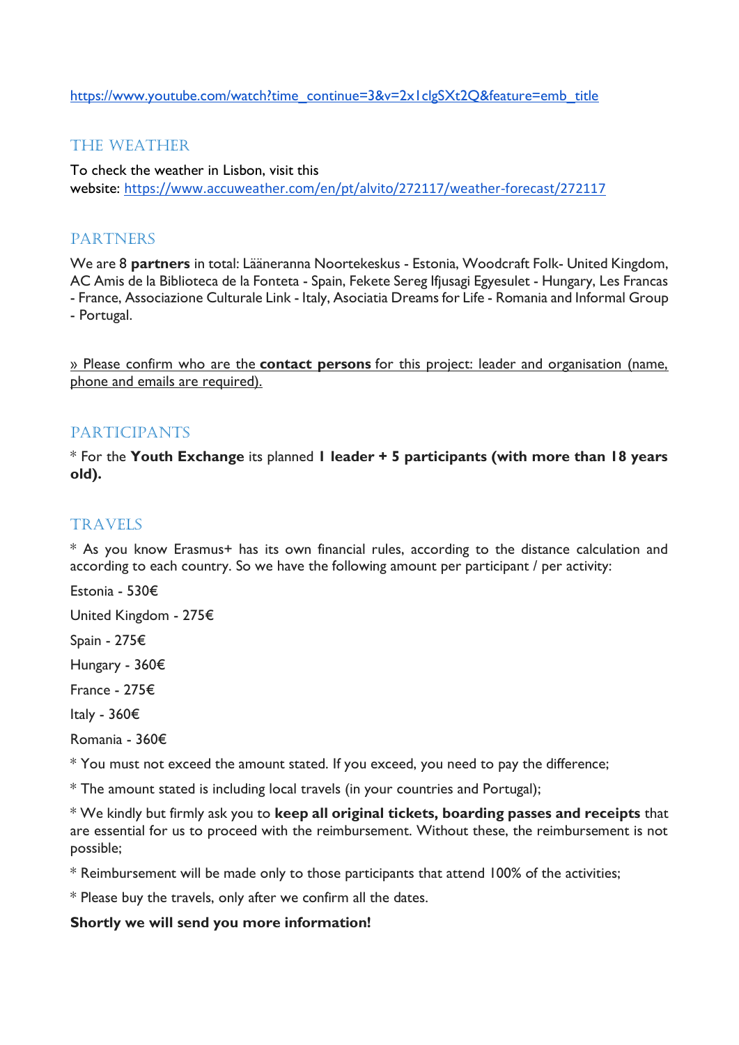https://www.youtube.com/watch?time_continue=3&v=2x1clgSXt2Q&feature=emb_title

## THE WEATHER

To check the weather in Lisbon, visit this website: https://www.accuweather.com/en/pt/alvito/272117/weather-forecast/272117

## PARTNERS

We are 8 **partners** in total: Lääneranna Noortekeskus - Estonia, Woodcraft Folk- United Kingdom, AC Amis de la Biblioteca de la Fonteta - Spain, Fekete Sereg Ifjusagi Egyesulet - Hungary, Les Francas - France, Associazione Culturale Link - Italy, Asociatia Dreams for Life - Romania and Informal Group - Portugal.

» Please confirm who are the **contact persons** for this project: leader and organisation (name, phone and emails are required).

## PARTICIPANTS

* For the **Youth Exchange** its planned **1 leader + 5 participants (with more than 18 years old).**

## TRAVELS

* As you know Erasmus+ has its own financial rules, according to the distance calculation and according to each country. So we have the following amount per participant / per activity:

Estonia - 530€

United Kingdom - 275€

Spain - 275€

Hungary - 360€

France - 275€

Italy - 360€

Romania - 360€

* You must not exceed the amount stated. If you exceed, you need to pay the difference;

* The amount stated is including local travels (in your countries and Portugal);

* We kindly but firmly ask you to **keep all original tickets, boarding passes and receipts** that are essential for us to proceed with the reimbursement. Without these, the reimbursement is not possible;

* Reimbursement will be made only to those participants that attend 100% of the activities;

* Please buy the travels, only after we confirm all the dates.

**Shortly we will send you more information!**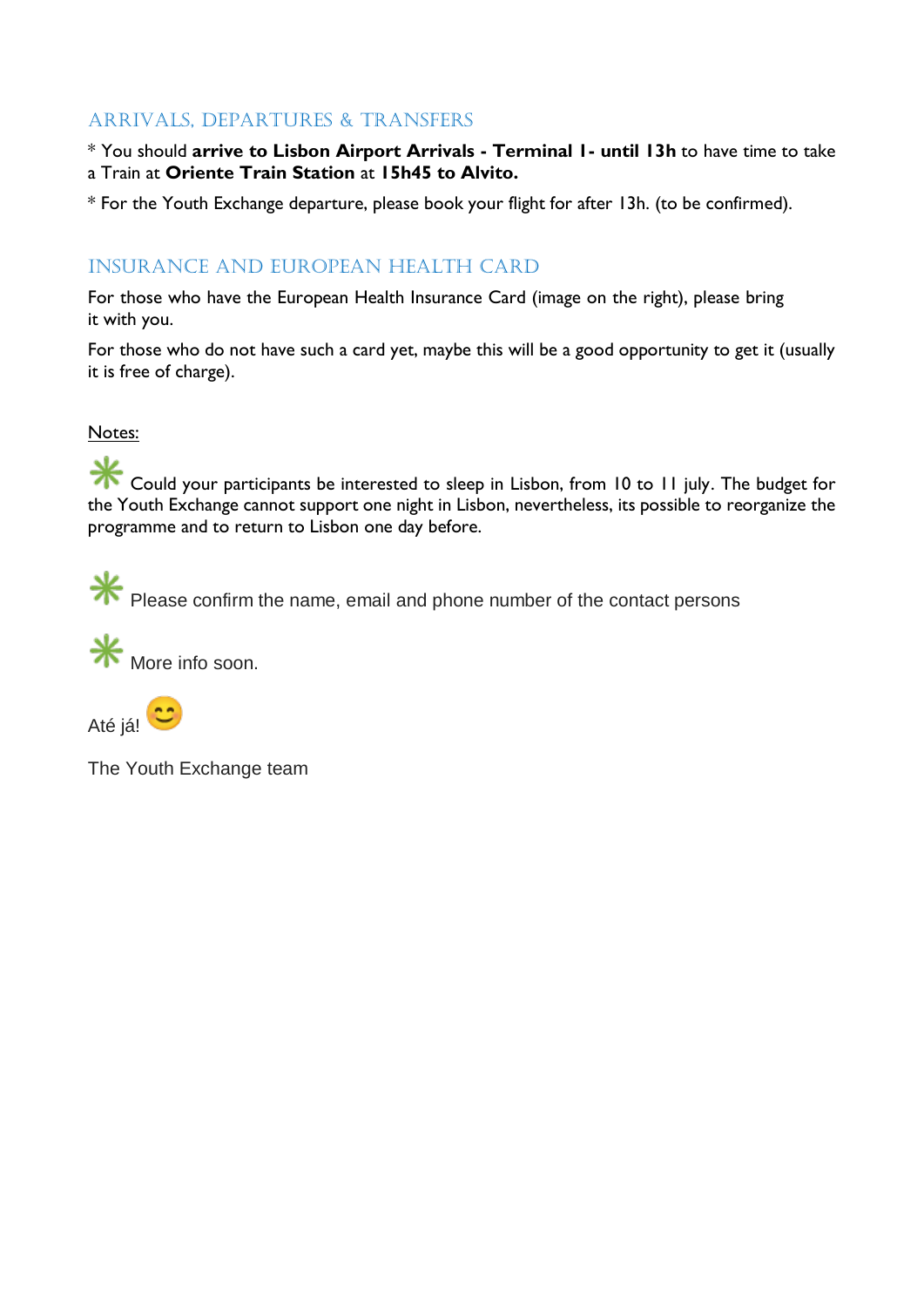## ARRIVALS, DEPARTURES & TRANSFERS

* You should **arrive to Lisbon Airport Arrivals - Terminal 1- until 13h** to have time to take a Train at **Oriente Train Station** at **15h45 to Alvito.**

* For the Youth Exchange departure, please book your flight for after 13h. (to be confirmed).

## INSURANCE AND EUROPEAN HEALTH CARD

For those who have the European Health Insurance Card (image on the right), please bring it with you.

For those who do not have such a card yet, maybe this will be a good opportunity to get it (usually it is free of charge).

<u>Notes:</u>

✳ Could your participants be interested to sleep in Lisbon, from 10 to 11 july. The budget for the Youth Exchange cannot support one night in Lisbon, nevertheless, its possible to reorganize the programme and to return to Lisbon one day before.

✳ Please confirm the name, email and phone number of the contact persons

✳ More info soon.

Até já! 😊

The Youth Exchange team